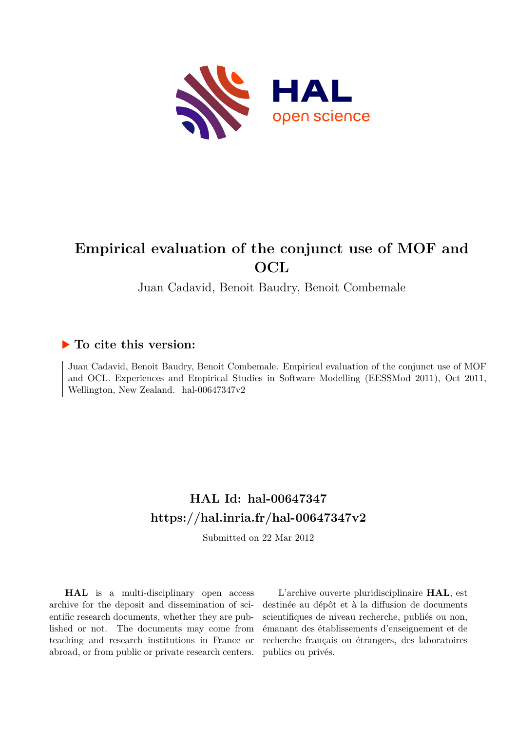# Empirical evaluation of the conjunct use of MOF and OCL

Juan Cadavid, Benoit Baudry, Benoit Combemale

## ▶ To cite this version:

Juan Cadavid, Benoit Baudry, Benoit Combemale. Empirical evaluation of the conjunct use of MOF and OCL. Experiences and Empirical Studies in Software Modelling (EESSMod 2011), Oct 2011, Wellington, New Zealand. hal-00647347v2

## HAL Id: hal-00647347
## https://hal.inria.fr/hal-00647347v2

Submitted on 22 Mar 2012

**HAL** is a multi-disciplinary open access archive for the deposit and dissemination of scientific research documents, whether they are published or not. The documents may come from teaching and research institutions in France or abroad, or from public or private research centers.

L'archive ouverte pluridisciplinaire **HAL**, est destinée au dépôt et à la diffusion de documents scientifiques de niveau recherche, publiés ou non, émanant des établissements d'enseignement et de recherche français ou étrangers, des laboratoires publics ou privés.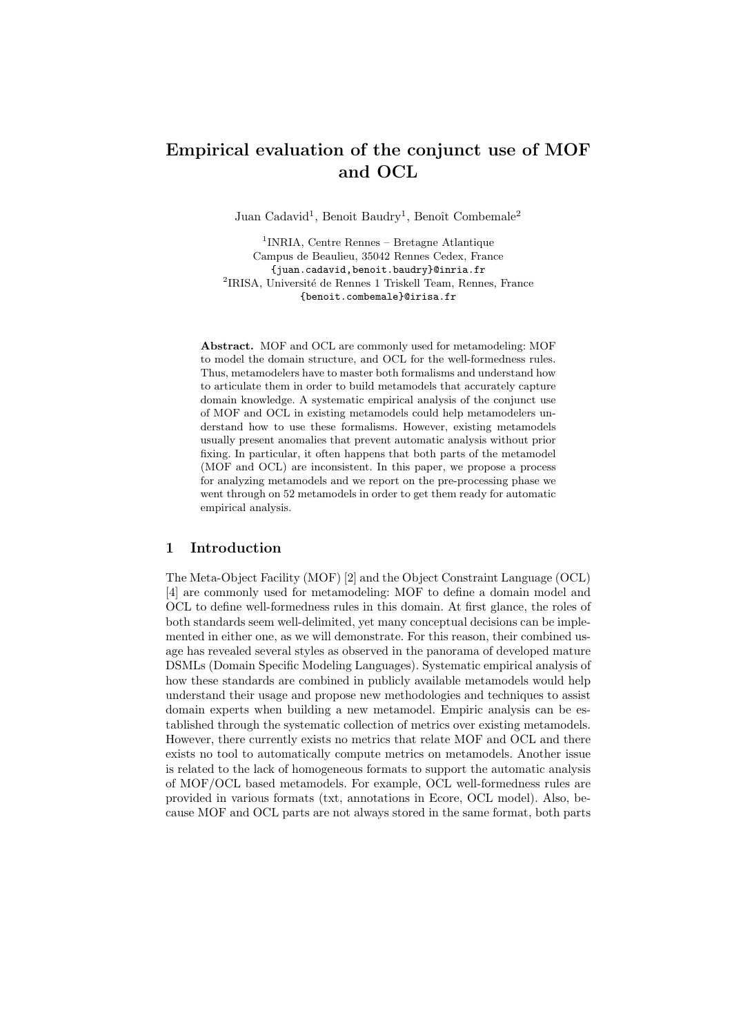# Empirical evaluation of the conjunct use of MOF and OCL

Juan Cadavid[1], Benoit Baudry[1], Benoît Combemale[2]

[1]INRIA, Centre Rennes – Bretagne Atlantique
Campus de Beaulieu, 35042 Rennes Cedex, France
{juan.cadavid,benoit.baudry}@inria.fr
[2]IRISA, Université de Rennes 1 Triskell Team, Rennes, France
{benoit.combemale}@irisa.fr

**Abstract.** MOF and OCL are commonly used for metamodeling: MOF to model the domain structure, and OCL for the well-formedness rules. Thus, metamodelers have to master both formalisms and understand how to articulate them in order to build metamodels that accurately capture domain knowledge. A systematic empirical analysis of the conjunct use of MOF and OCL in existing metamodels could help metamodelers understand how to use these formalisms. However, existing metamodels usually present anomalies that prevent automatic analysis without prior fixing. In particular, it often happens that both parts of the metamodel (MOF and OCL) are inconsistent. In this paper, we propose a process for analyzing metamodels and we report on the pre-processing phase we went through on 52 metamodels in order to get them ready for automatic empirical analysis.

## 1 Introduction

The Meta-Object Facility (MOF) [2] and the Object Constraint Language (OCL) [4] are commonly used for metamodeling: MOF to define a domain model and OCL to define well-formedness rules in this domain. At first glance, the roles of both standards seem well-delimited, yet many conceptual decisions can be implemented in either one, as we will demonstrate. For this reason, their combined usage has revealed several styles as observed in the panorama of developed mature DSMLs (Domain Specific Modeling Languages). Systematic empirical analysis of how these standards are combined in publicly available metamodels would help understand their usage and propose new methodologies and techniques to assist domain experts when building a new metamodel. Empiric analysis can be established through the systematic collection of metrics over existing metamodels. However, there currently exists no metrics that relate MOF and OCL and there exists no tool to automatically compute metrics on metamodels. Another issue is related to the lack of homogeneous formats to support the automatic analysis of MOF/OCL based metamodels. For example, OCL well-formedness rules are provided in various formats (txt, annotations in Ecore, OCL model). Also, because MOF and OCL parts are not always stored in the same format, both parts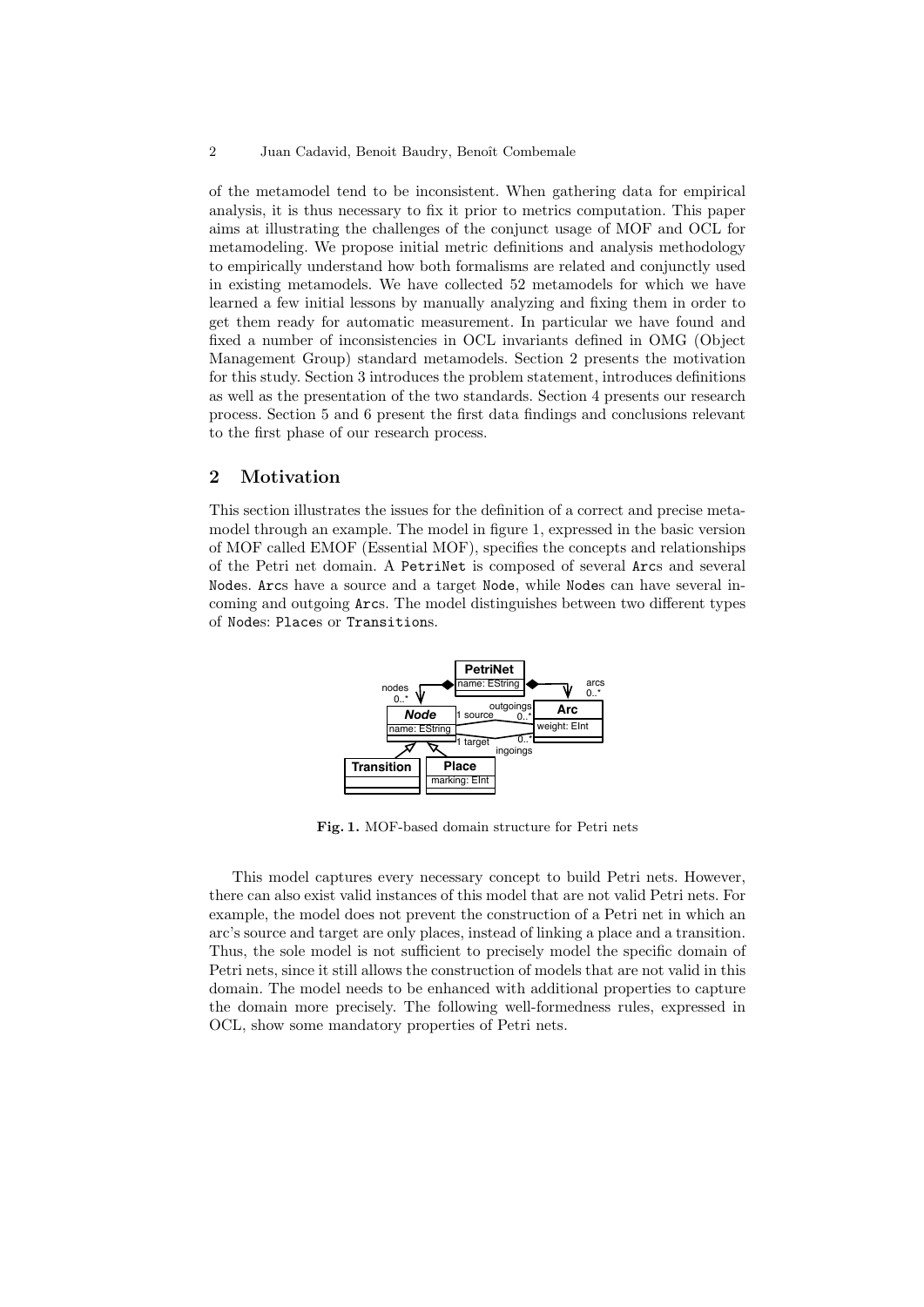of the metamodel tend to be inconsistent. When gathering data for empirical analysis, it is thus necessary to fix it prior to metrics computation. This paper aims at illustrating the challenges of the conjunct usage of MOF and OCL for metamodeling. We propose initial metric definitions and analysis methodology to empirically understand how both formalisms are related and conjunctly used in existing metamodels. We have collected 52 metamodels for which we have learned a few initial lessons by manually analyzing and fixing them in order to get them ready for automatic measurement. In particular we have found and fixed a number of inconsistencies in OCL invariants defined in OMG (Object Management Group) standard metamodels. Section 2 presents the motivation for this study. Section 3 introduces the problem statement, introduces definitions as well as the presentation of the two standards. Section 4 presents our research process. Section 5 and 6 present the first data findings and conclusions relevant to the first phase of our research process.

## 2 Motivation

This section illustrates the issues for the definition of a correct and precise metamodel through an example. The model in figure 1, expressed in the basic version of MOF called EMOF (Essential MOF), specifies the concepts and relationships of the Petri net domain. A `PetriNet` is composed of several `Arc`s and several `Node`s. `Arc`s have a source and a target `Node`, while `Node`s can have several incoming and outgoing `Arc`s. The model distinguishes between two different types of `Node`s: `Place`s or `Transition`s.

**Fig. 1.** MOF-based domain structure for Petri nets

This model captures every necessary concept to build Petri nets. However, there can also exist valid instances of this model that are not valid Petri nets. For example, the model does not prevent the construction of a Petri net in which an arc's source and target are only places, instead of linking a place and a transition. Thus, the sole model is not sufficient to precisely model the specific domain of Petri nets, since it still allows the construction of models that are not valid in this domain. The model needs to be enhanced with additional properties to capture the domain more precisely. The following well-formedness rules, expressed in OCL, show some mandatory properties of Petri nets.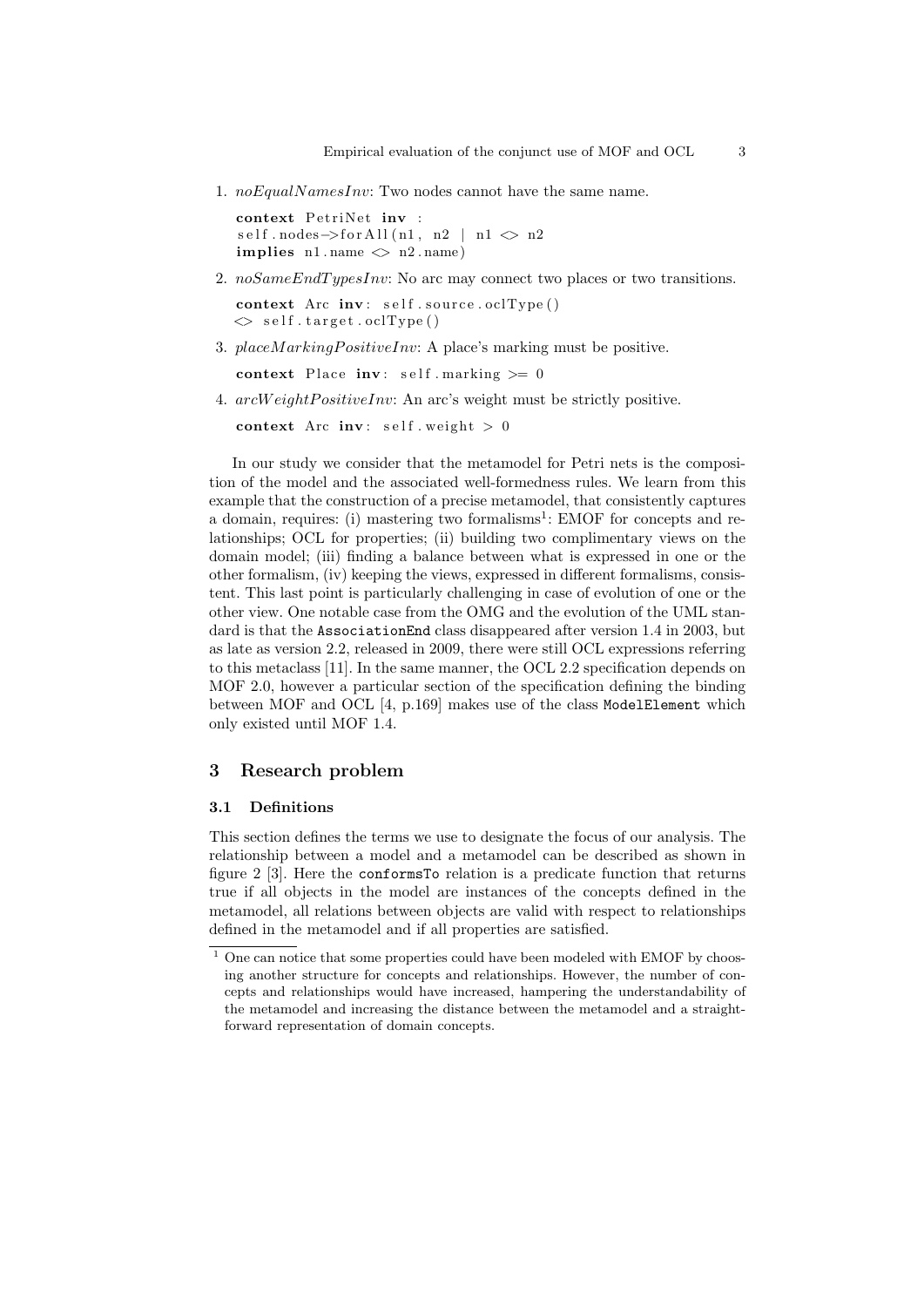1. *noEqualNamesInv*: Two nodes cannot have the same name.

```
context PetriNet inv :
self.nodes->forAll(n1, n2 | n1 <> n2
implies n1.name <> n2.name)
```

2. *noSameEndTypesInv*: No arc may connect two places or two transitions.

```
context Arc inv: self.source.oclType()
<> self.target.oclType()
```

3. *placeMarkingPositiveInv*: A place's marking must be positive.

```
context Place inv: self.marking >= 0
```

4. *arcWeightPositiveInv*: An arc's weight must be strictly positive.

```
context Arc inv: self.weight > 0
```

In our study we consider that the metamodel for Petri nets is the composition of the model and the associated well-formedness rules. We learn from this example that the construction of a precise metamodel, that consistently captures a domain, requires: (i) mastering two formalisms[1]: EMOF for concepts and relationships; OCL for properties; (ii) building two complimentary views on the domain model; (iii) finding a balance between what is expressed in one or the other formalism, (iv) keeping the views, expressed in different formalisms, consistent. This last point is particularly challenging in case of evolution of one or the other view. One notable case from the OMG and the evolution of the UML standard is that the `AssociationEnd` class disappeared after version 1.4 in 2003, but as late as version 2.2, released in 2009, there were still OCL expressions referring to this metaclass [11]. In the same manner, the OCL 2.2 specification depends on MOF 2.0, however a particular section of the specification defining the binding between MOF and OCL [4, p.169] makes use of the class `ModelElement` which only existed until MOF 1.4.

## 3 Research problem

### 3.1 Definitions

This section defines the terms we use to designate the focus of our analysis. The relationship between a model and a metamodel can be described as shown in figure 2 [3]. Here the `conformsTo` relation is a predicate function that returns true if all objects in the model are instances of the concepts defined in the metamodel, all relations between objects are valid with respect to relationships defined in the metamodel and if all properties are satisfied.

[1] One can notice that some properties could have been modeled with EMOF by choosing another structure for concepts and relationships. However, the number of concepts and relationships would have increased, hampering the understandability of the metamodel and increasing the distance between the metamodel and a straightforward representation of domain concepts.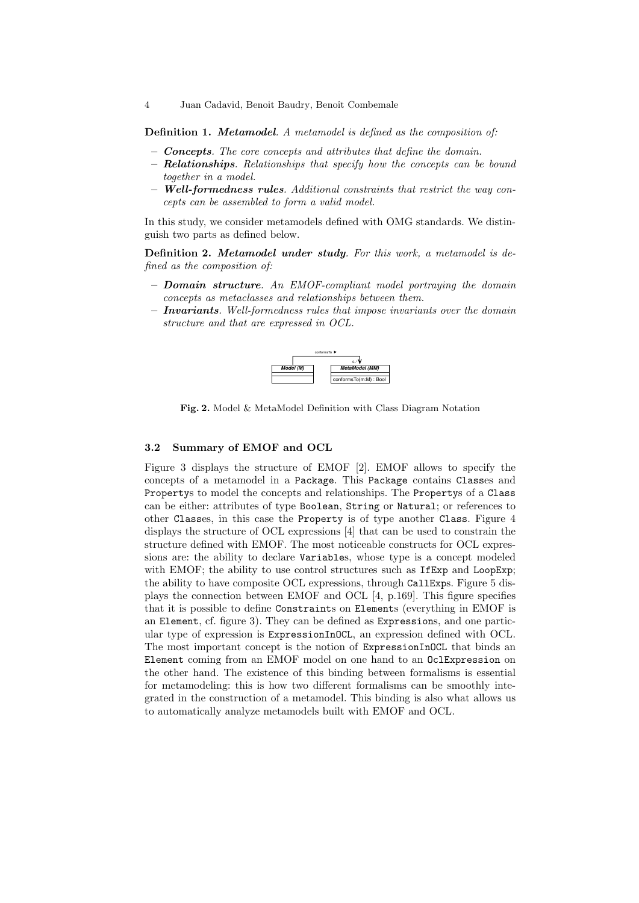**Definition 1.** ***Metamodel**. A metamodel is defined as the composition of:*

- ***Concepts**. The core concepts and attributes that define the domain.*
- ***Relationships**. Relationships that specify how the concepts can be bound together in a model.*
- ***Well-formedness rules**. Additional constraints that restrict the way concepts can be assembled to form a valid model.*

In this study, we consider metamodels defined with OMG standards. We distinguish two parts as defined below.

**Definition 2.** ***Metamodel under study**. For this work, a metamodel is defined as the composition of:*

- ***Domain structure**. An EMOF-compliant model portraying the domain concepts as metaclasses and relationships between them.*
- ***Invariants**. Well-formedness rules that impose invariants over the domain structure and that are expressed in OCL.*

**Fig. 2.** Model & MetaModel Definition with Class Diagram Notation

### 3.2 Summary of EMOF and OCL

Figure 3 displays the structure of EMOF [2]. EMOF allows to specify the concepts of a metamodel in a `Package`. This `Package` contains `Class`es and `Property`s to model the concepts and relationships. The `Property`s of a `Class` can be either: attributes of type `Boolean`, `String` or `Natural`; or references to other `Class`es, in this case the `Property` is of type another `Class`. Figure 4 displays the structure of OCL expressions [4] that can be used to constrain the structure defined with EMOF. The most noticeable constructs for OCL expressions are: the ability to declare `Variable`s, whose type is a concept modeled with EMOF; the ability to use control structures such as `IfExp` and `LoopExp`; the ability to have composite OCL expressions, through `CallExp`s. Figure 5 displays the connection between EMOF and OCL [4, p.169]. This figure specifies that it is possible to define `Constraint`s on `Element`s (everything in EMOF is an `Element`, cf. figure 3). They can be defined as `Expression`s, and one particular type of expression is `ExpressionInOCL`, an expression defined with OCL. The most important concept is the notion of `ExpressionInOCL` that binds an `Element` coming from an EMOF model on one hand to an `OclExpression` on the other hand. The existence of this binding between formalisms is essential for metamodeling: this is how two different formalisms can be smoothly integrated in the construction of a metamodel. This binding is also what allows us to automatically analyze metamodels built with EMOF and OCL.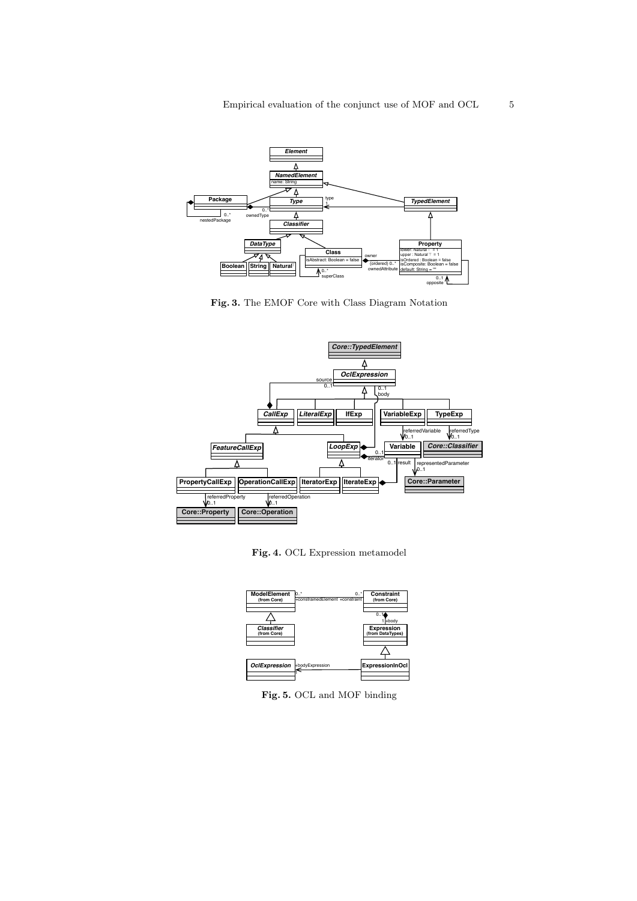Fig. 3. The EMOF Core with Class Diagram Notation

Fig. 4. OCL Expression metamodel

Fig. 5. OCL and MOF binding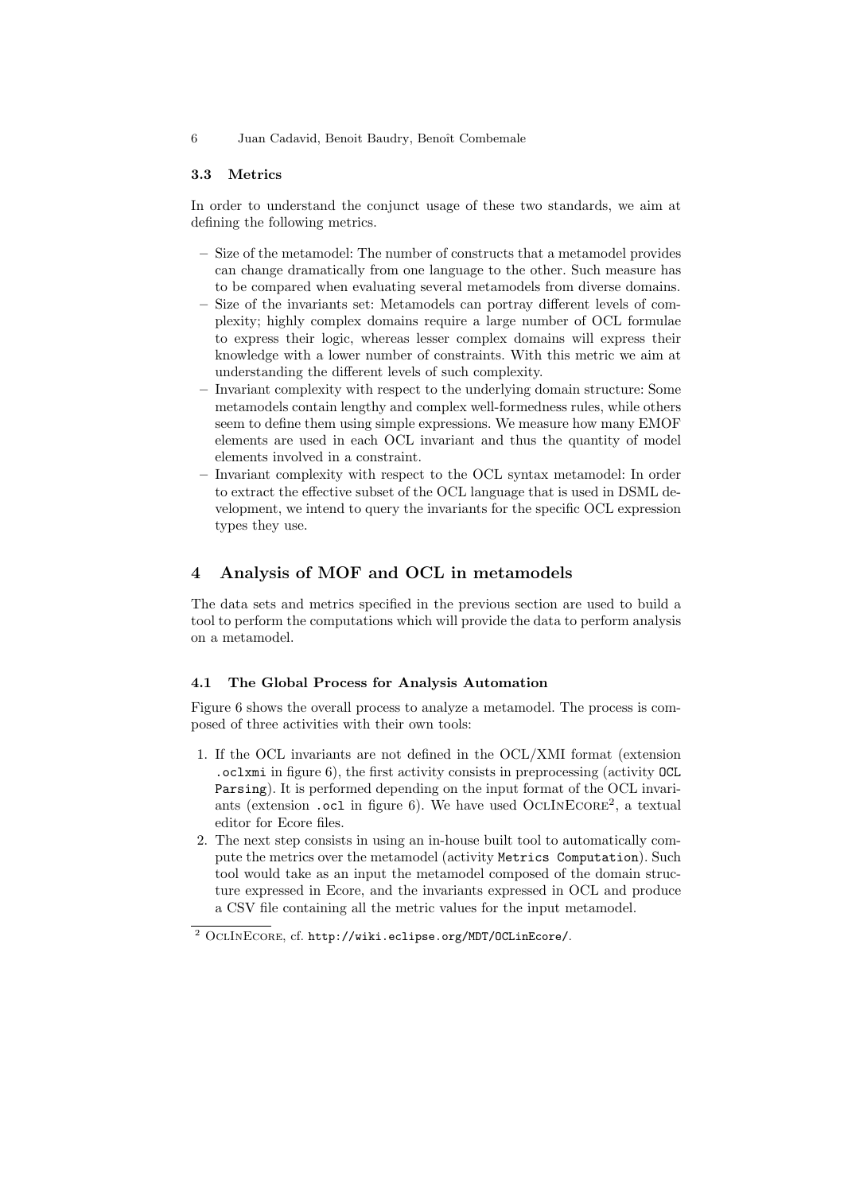### 3.3 Metrics

In order to understand the conjunct usage of these two standards, we aim at defining the following metrics.

- Size of the metamodel: The number of constructs that a metamodel provides can change dramatically from one language to the other. Such measure has to be compared when evaluating several metamodels from diverse domains.
- Size of the invariants set: Metamodels can portray different levels of complexity; highly complex domains require a large number of OCL formulae to express their logic, whereas lesser complex domains will express their knowledge with a lower number of constraints. With this metric we aim at understanding the different levels of such complexity.
- Invariant complexity with respect to the underlying domain structure: Some metamodels contain lengthy and complex well-formedness rules, while others seem to define them using simple expressions. We measure how many EMOF elements are used in each OCL invariant and thus the quantity of model elements involved in a constraint.
- Invariant complexity with respect to the OCL syntax metamodel: In order to extract the effective subset of the OCL language that is used in DSML development, we intend to query the invariants for the specific OCL expression types they use.

## 4 Analysis of MOF and OCL in metamodels

The data sets and metrics specified in the previous section are used to build a tool to perform the computations which will provide the data to perform analysis on a metamodel.

### 4.1 The Global Process for Analysis Automation

Figure 6 shows the overall process to analyze a metamodel. The process is composed of three activities with their own tools:

1. If the OCL invariants are not defined in the OCL/XMI format (extension `.oclxmi` in figure 6), the first activity consists in preprocessing (activity `OCL Parsing`). It is performed depending on the input format of the OCL invariants (extension `.ocl` in figure 6). We have used OclInEcore[2], a textual editor for Ecore files.
2. The next step consists in using an in-house built tool to automatically compute the metrics over the metamodel (activity `Metrics Computation`). Such tool would take as an input the metamodel composed of the domain structure expressed in Ecore, and the invariants expressed in OCL and produce a CSV file containing all the metric values for the input metamodel.

[2] OclInEcore, cf. http://wiki.eclipse.org/MDT/OCLinEcore/.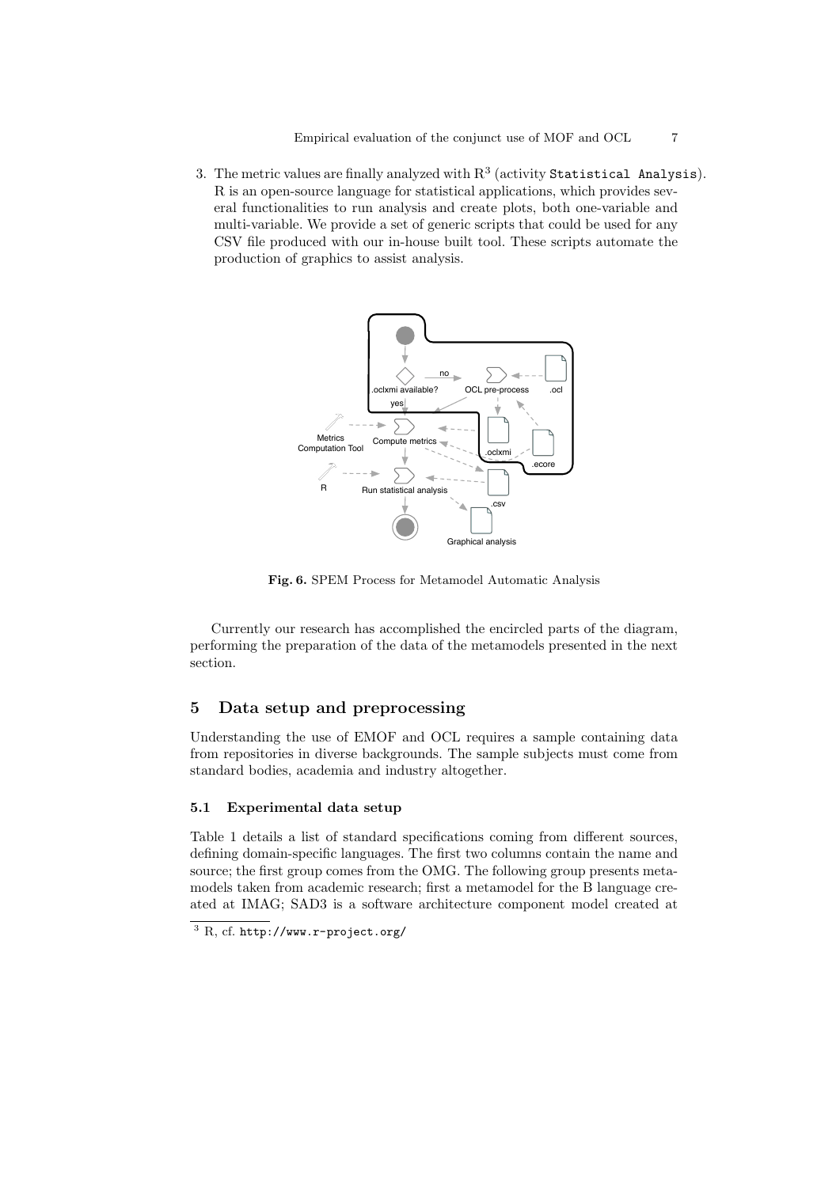3. The metric values are finally analyzed with R[3] (activity `Statistical Analysis`). R is an open-source language for statistical applications, which provides several functionalities to run analysis and create plots, both one-variable and multi-variable. We provide a set of generic scripts that could be used for any CSV file produced with our in-house built tool. These scripts automate the production of graphics to assist analysis.

**Fig. 6.** SPEM Process for Metamodel Automatic Analysis

Currently our research has accomplished the encircled parts of the diagram, performing the preparation of the data of the metamodels presented in the next section.

## 5 Data setup and preprocessing

Understanding the use of EMOF and OCL requires a sample containing data from repositories in diverse backgrounds. The sample subjects must come from standard bodies, academia and industry altogether.

### 5.1 Experimental data setup

Table 1 details a list of standard specifications coming from different sources, defining domain-specific languages. The first two columns contain the name and source; the first group comes from the OMG. The following group presents metamodels taken from academic research; first a metamodel for the B language created at IMAG; SAD3 is a software architecture component model created at

[3] R, cf. http://www.r-project.org/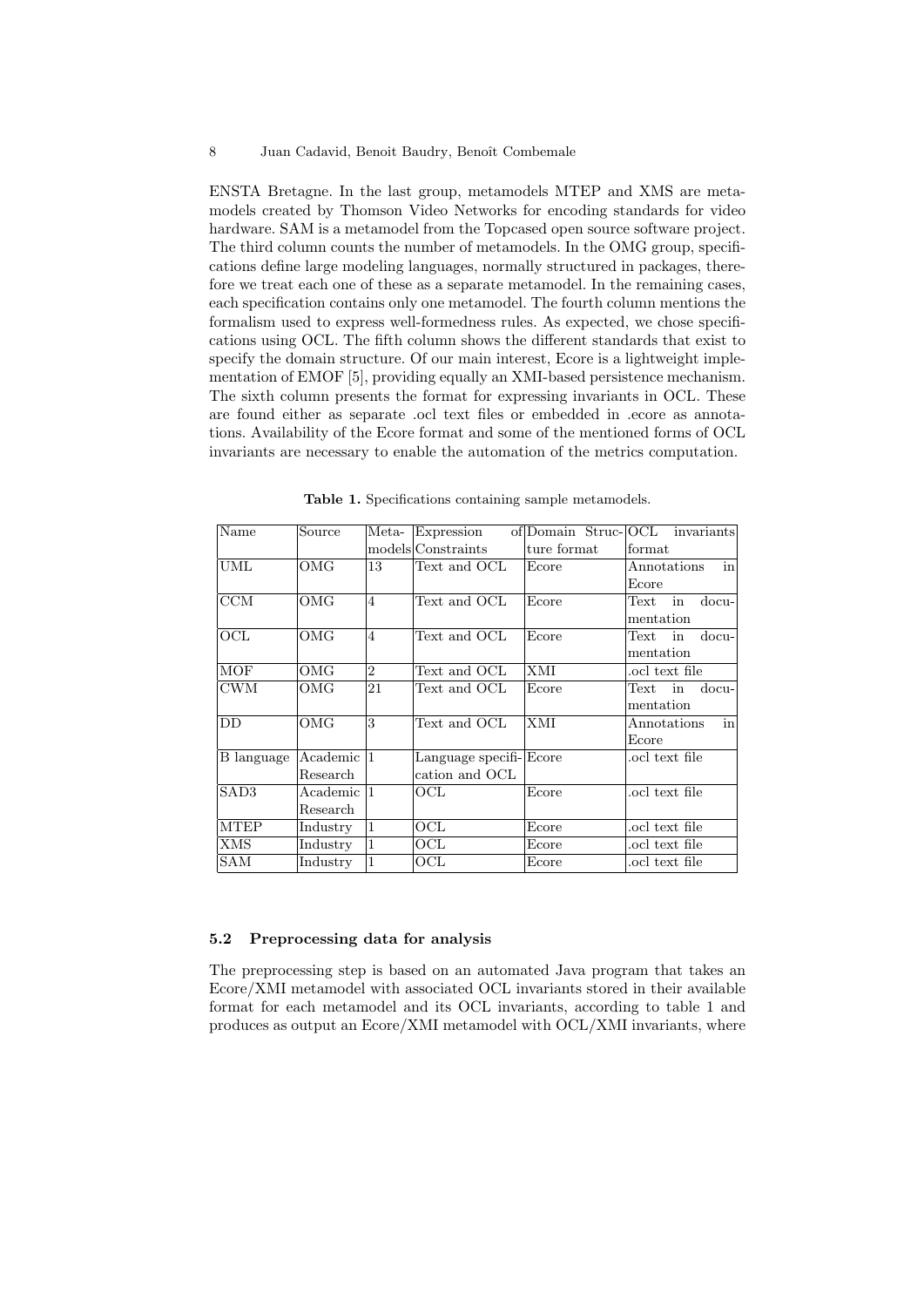ENSTA Bretagne. In the last group, metamodels MTEP and XMS are metamodels created by Thomson Video Networks for encoding standards for video hardware. SAM is a metamodel from the Topcased open source software project. The third column counts the number of metamodels. In the OMG group, specifications define large modeling languages, normally structured in packages, therefore we treat each one of these as a separate metamodel. In the remaining cases, each specification contains only one metamodel. The fourth column mentions the formalism used to express well-formedness rules. As expected, we chose specifications using OCL. The fifth column shows the different standards that exist to specify the domain structure. Of our main interest, Ecore is a lightweight implementation of EMOF [5], providing equally an XMI-based persistence mechanism. The sixth column presents the format for expressing invariants in OCL. These are found either as separate .ocl text files or embedded in .ecore as annotations. Availability of the Ecore format and some of the mentioned forms of OCL invariants are necessary to enable the automation of the metrics computation.

**Table 1.** Specifications containing sample metamodels.

| Name | Source | Meta-models | Expression of Constraints | Domain Structure format | OCL invariants format |
|---|---|---|---|---|---|
| UML | OMG | 13 | Text and OCL | Ecore | Annotations in Ecore |
| CCM | OMG | 4 | Text and OCL | Ecore | Text in documentation |
| OCL | OMG | 4 | Text and OCL | Ecore | Text in documentation |
| MOF | OMG | 2 | Text and OCL | XMI | .ocl text file |
| CWM | OMG | 21 | Text and OCL | Ecore | Text in documentation |
| DD | OMG | 3 | Text and OCL | XMI | Annotations in Ecore |
| B language | Academic Research | 1 | Language specification and OCL | Ecore | .ocl text file |
| SAD3 | Academic Research | 1 | OCL | Ecore | .ocl text file |
| MTEP | Industry | 1 | OCL | Ecore | .ocl text file |
| XMS | Industry | 1 | OCL | Ecore | .ocl text file |
| SAM | Industry | 1 | OCL | Ecore | .ocl text file |

### 5.2 Preprocessing data for analysis

The preprocessing step is based on an automated Java program that takes an Ecore/XMI metamodel with associated OCL invariants stored in their available format for each metamodel and its OCL invariants, according to table 1 and produces as output an Ecore/XMI metamodel with OCL/XMI invariants, where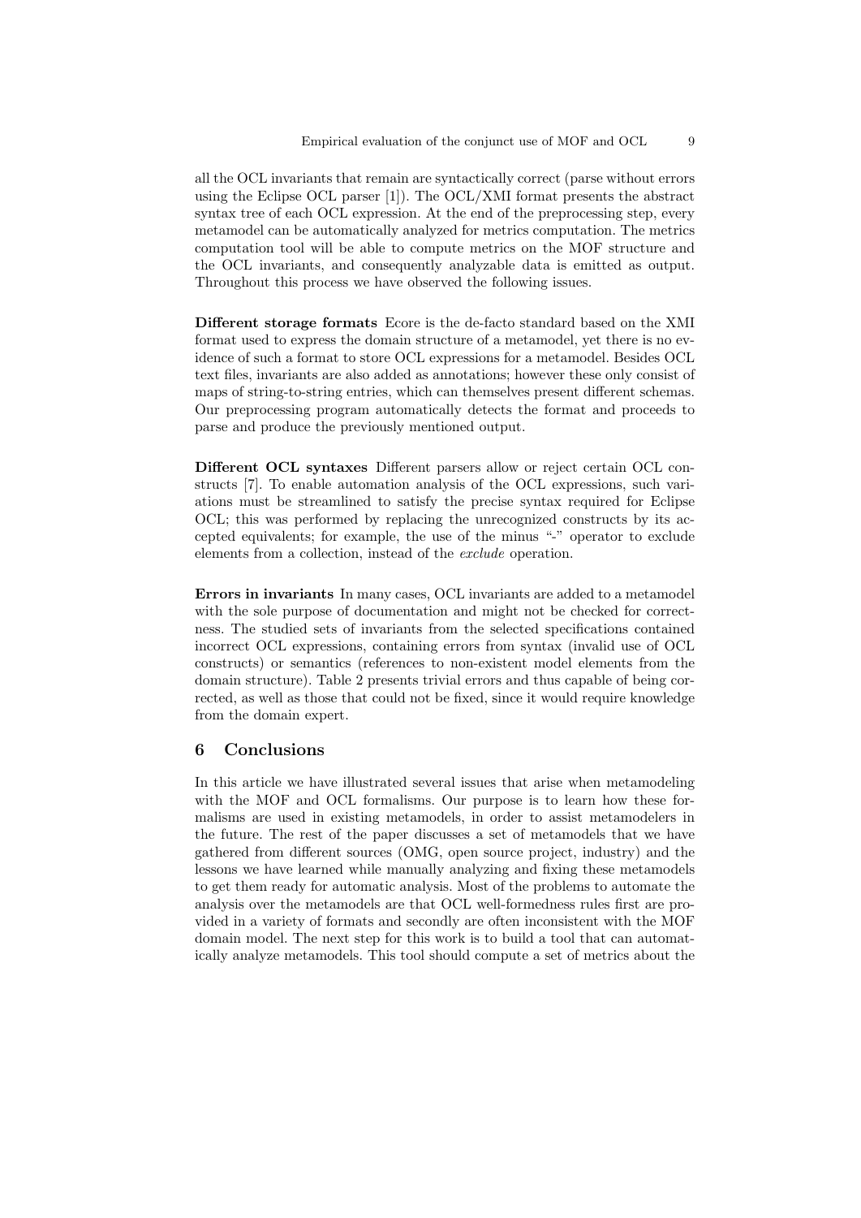all the OCL invariants that remain are syntactically correct (parse without errors using the Eclipse OCL parser [1]). The OCL/XMI format presents the abstract syntax tree of each OCL expression. At the end of the preprocessing step, every metamodel can be automatically analyzed for metrics computation. The metrics computation tool will be able to compute metrics on the MOF structure and the OCL invariants, and consequently analyzable data is emitted as output. Throughout this process we have observed the following issues.

**Different storage formats** Ecore is the de-facto standard based on the XMI format used to express the domain structure of a metamodel, yet there is no evidence of such a format to store OCL expressions for a metamodel. Besides OCL text files, invariants are also added as annotations; however these only consist of maps of string-to-string entries, which can themselves present different schemas. Our preprocessing program automatically detects the format and proceeds to parse and produce the previously mentioned output.

**Different OCL syntaxes** Different parsers allow or reject certain OCL constructs [7]. To enable automation analysis of the OCL expressions, such variations must be streamlined to satisfy the precise syntax required for Eclipse OCL; this was performed by replacing the unrecognized constructs by its accepted equivalents; for example, the use of the minus "-" operator to exclude elements from a collection, instead of the *exclude* operation.

**Errors in invariants** In many cases, OCL invariants are added to a metamodel with the sole purpose of documentation and might not be checked for correctness. The studied sets of invariants from the selected specifications contained incorrect OCL expressions, containing errors from syntax (invalid use of OCL constructs) or semantics (references to non-existent model elements from the domain structure). Table 2 presents trivial errors and thus capable of being corrected, as well as those that could not be fixed, since it would require knowledge from the domain expert.

## 6 Conclusions

In this article we have illustrated several issues that arise when metamodeling with the MOF and OCL formalisms. Our purpose is to learn how these formalisms are used in existing metamodels, in order to assist metamodelers in the future. The rest of the paper discusses a set of metamodels that we have gathered from different sources (OMG, open source project, industry) and the lessons we have learned while manually analyzing and fixing these metamodels to get them ready for automatic analysis. Most of the problems to automate the analysis over the metamodels are that OCL well-formedness rules first are provided in a variety of formats and secondly are often inconsistent with the MOF domain model. The next step for this work is to build a tool that can automatically analyze metamodels. This tool should compute a set of metrics about the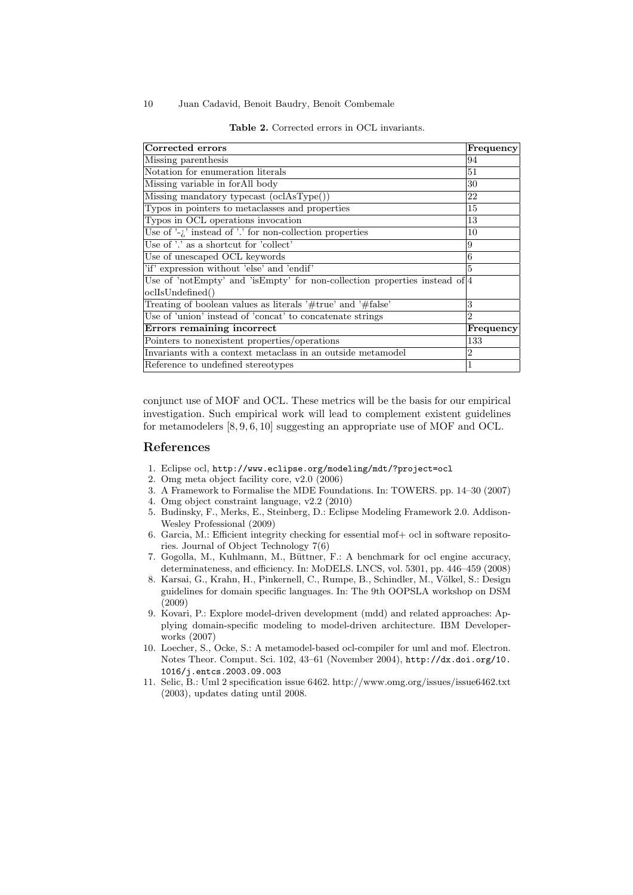**Table 2.** Corrected errors in OCL invariants.

| Corrected errors | Frequency |
|---|---|
| Missing parenthesis | 94 |
| Notation for enumeration literals | 51 |
| Missing variable in forAll body | 30 |
| Missing mandatory typecast (oclAsType()) | 22 |
| Typos in pointers to metaclasses and properties | 15 |
| Typos in OCL operations invocation | 13 |
| Use of '-¿' instead of '.' for non-collection properties | 10 |
| Use of '.' as a shortcut for 'collect' | 9 |
| Use of unescaped OCL keywords | 6 |
| 'if' expression without 'else' and 'endif' | 5 |
| Use of 'notEmpty' and 'isEmpty' for non-collection properties instead of oclIsUndefined() | 4 |
| Treating of boolean values as literals '#true' and '#false' | 3 |
| Use of 'union' instead of 'concat' to concatenate strings | 2 |
| **Errors remaining incorrect** | **Frequency** |
| Pointers to nonexistent properties/operations | 133 |
| Invariants with a context metaclass in an outside metamodel | 2 |
| Reference to undefined stereotypes | 1 |

conjunct use of MOF and OCL. These metrics will be the basis for our empirical investigation. Such empirical work will lead to complement existent guidelines for metamodelers [8, 9, 6, 10] suggesting an appropriate use of MOF and OCL.

## References

1. Eclipse ocl, http://www.eclipse.org/modeling/mdt/?project=ocl
2. Omg meta object facility core, v2.0 (2006)
3. A Framework to Formalise the MDE Foundations. In: TOWERS. pp. 14–30 (2007)
4. Omg object constraint language, v2.2 (2010)
5. Budinsky, F., Merks, E., Steinberg, D.: Eclipse Modeling Framework 2.0. Addison-Wesley Professional (2009)
6. Garcia, M.: Efficient integrity checking for essential mof+ ocl in software repositories. Journal of Object Technology 7(6)
7. Gogolla, M., Kuhlmann, M., Büttner, F.: A benchmark for ocl engine accuracy, determinateness, and efficiency. In: MoDELS. LNCS, vol. 5301, pp. 446–459 (2008)
8. Karsai, G., Krahn, H., Pinkernell, C., Rumpe, B., Schindler, M., Völkel, S.: Design guidelines for domain specific languages. In: The 9th OOPSLA workshop on DSM (2009)
9. Kovari, P.: Explore model-driven development (mdd) and related approaches: Applying domain-specific modeling to model-driven architecture. IBM Developerworks (2007)
10. Loecher, S., Ocke, S.: A metamodel-based ocl-compiler for uml and mof. Electron. Notes Theor. Comput. Sci. 102, 43–61 (November 2004), http://dx.doi.org/10.1016/j.entcs.2003.09.003
11. Selic, B.: Uml 2 specification issue 6462. http://www.omg.org/issues/issue6462.txt (2003), updates dating until 2008.